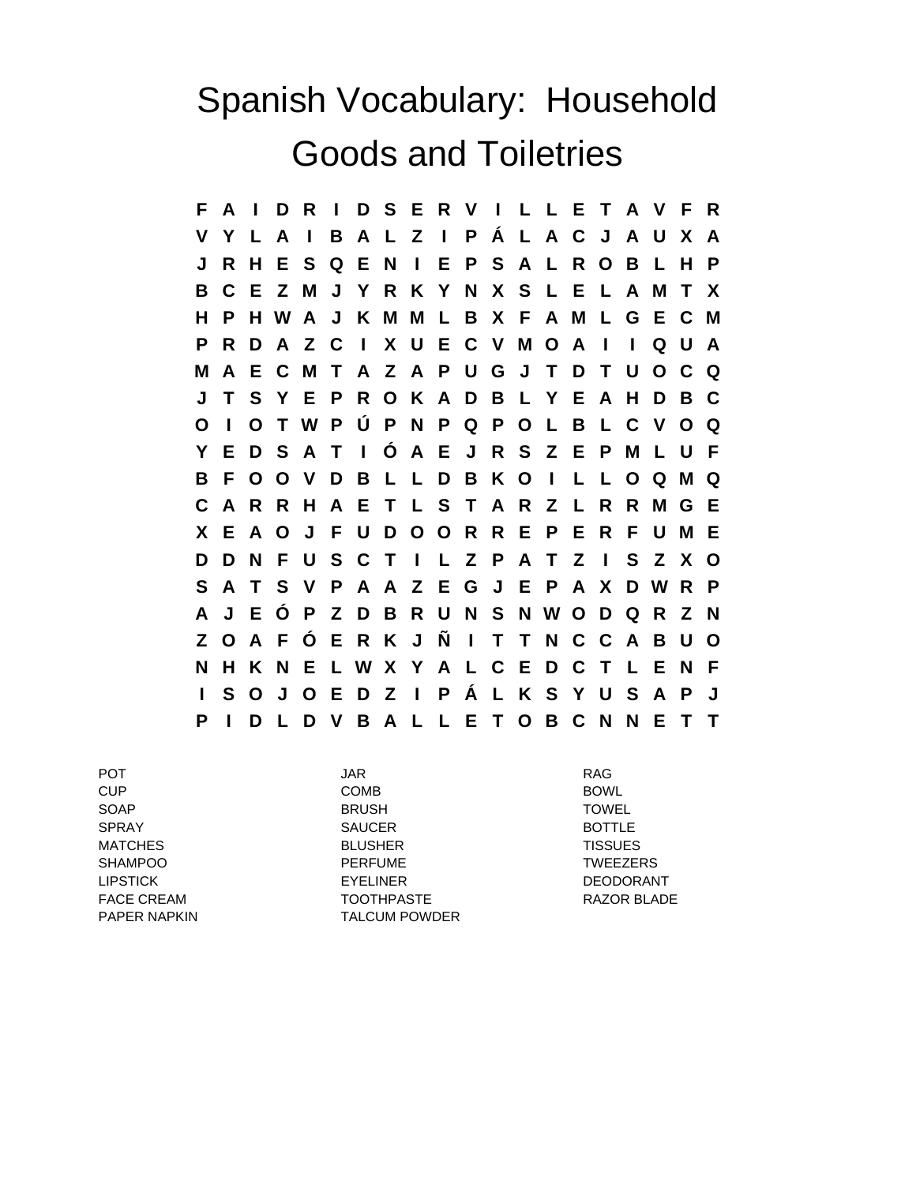# Spanish Vocabulary: Household Goods and Toiletries

```
F A I D R I D S E R V I L L E T A V F R
V Y L A I B A L Z I P Á L A C J A U X A
J R H E S Q E N I E P S A L R O B L H P
B C E Z M J Y R K Y N X S L E L A M T X
H P H W A J K M M L B X F A M L G E C M
P R D A Z C I X U E C V M O A I I Q U A
M A E C M T A Z A P U G J T D T U O C Q
J T S Y E P R O K A D B L Y E A H D B C
O I O T W P Ú P N P Q P O L B L C V O Q
Y E D S A T I Ó A E J R S Z E P M L U F
B F O O V D B L L D B K O I L L O Q M Q
C A R R H A E T L S T A R Z L R R M G E
X E A O J F U D O O R R E P E R F U M E
D D N F U S C T I L Z P A T Z I S Z X O
S A T S V P A A Z E G J E P A X D W R P
A J E Ó P Z D B R U N S N W O D Q R Z N
Z O A F Ó E R K J Ñ I T T N C C A B U O
N H K N E L W X Y A L C E D C T L E N F
I S O J O E D Z I P Á L K S Y U S A P J
P I D L D V B A L L E T O B C N N E T T
```

| | | |
|---|---|---|
| POT | JAR | RAG |
| CUP | COMB | BOWL |
| SOAP | BRUSH | TOWEL |
| SPRAY | SAUCER | BOTTLE |
| MATCHES | BLUSHER | TISSUES |
| SHAMPOO | PERFUME | TWEEZERS |
| LIPSTICK | EYELINER | DEODORANT |
| FACE CREAM | TOOTHPASTE | RAZOR BLADE |
| PAPER NAPKIN | TALCUM POWDER | |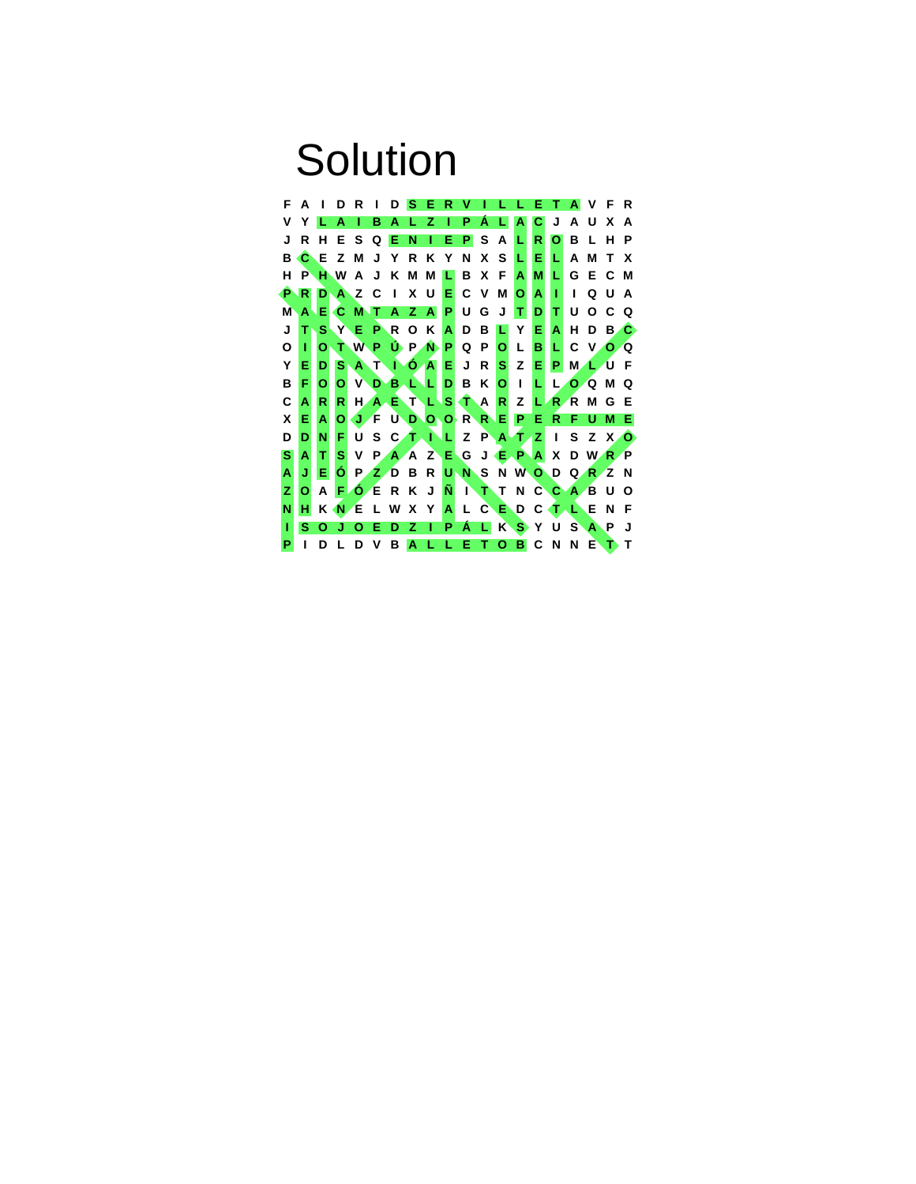# Solution

| | | | | | | | | | | | | | | | | | | | |
|---|---|---|---|---|---|---|---|---|---|---|---|---|---|---|---|---|---|---|---|
| F | A | I | D | R | I | D | S | E | R | V | I | L | L | E | T | A | V | F | R |
| V | Y | L | A | I | B | A | L | Z | I | P | Á | L | A | C | J | A | U | X | A |
| J | R | H | E | S | Q | E | N | I | E | P | S | A | L | R | O | B | L | H | P |
| B | C | E | Z | M | J | Y | R | K | Y | N | X | S | L | E | L | A | M | T | X |
| H | P | H | W | A | J | K | M | M | L | B | X | F | A | M | L | G | E | C | M |
| P | R | D | A | Z | C | I | X | U | E | C | V | M | O | A | I | I | Q | U | A |
| M | A | E | C | M | T | A | Z | A | P | U | G | J | T | D | T | U | O | C | Q |
| J | T | S | Y | E | P | R | O | K | A | D | B | L | Y | E | A | H | D | B | C |
| O | I | O | T | W | P | Ú | P | Ñ | P | Q | P | O | L | B | L | C | V | O | Q |
| Y | E | D | S | A | T | I | Ó | A | E | J | R | S | Z | E | P | M | L | U | F |
| B | F | O | O | V | D | B | L | L | D | B | K | O | I | L | L | O | Q | M | Q |
| C | A | R | R | H | A | E | T | L | S | T | A | R | Z | L | R | R | M | G | E |
| X | E | A | O | J | F | U | D | O | O | R | R | E | P | E | R | F | U | M | E |
| D | D | N | F | U | S | C | T | I | L | Z | P | A | T | Z | I | S | Z | X | O |
| S | A | T | S | V | P | A | A | Z | E | G | J | E | P | A | X | D | W | R | P |
| A | J | E | Ó | P | Z | D | B | R | U | N | S | N | W | O | D | Q | R | Z | N |
| Z | O | A | F | Ó | E | R | K | J | Ñ | I | T | T | N | C | C | A | B | U | O |
| N | H | K | N | E | L | W | X | Y | A | L | C | E | D | C | T | L | E | N | F |
| I | S | O | J | O | E | D | Z | I | P | Á | L | K | S | Y | U | S | A | P | J |
| P | I | D | L | D | V | B | A | L | L | E | T | O | B | C | N | N | E | T | T |